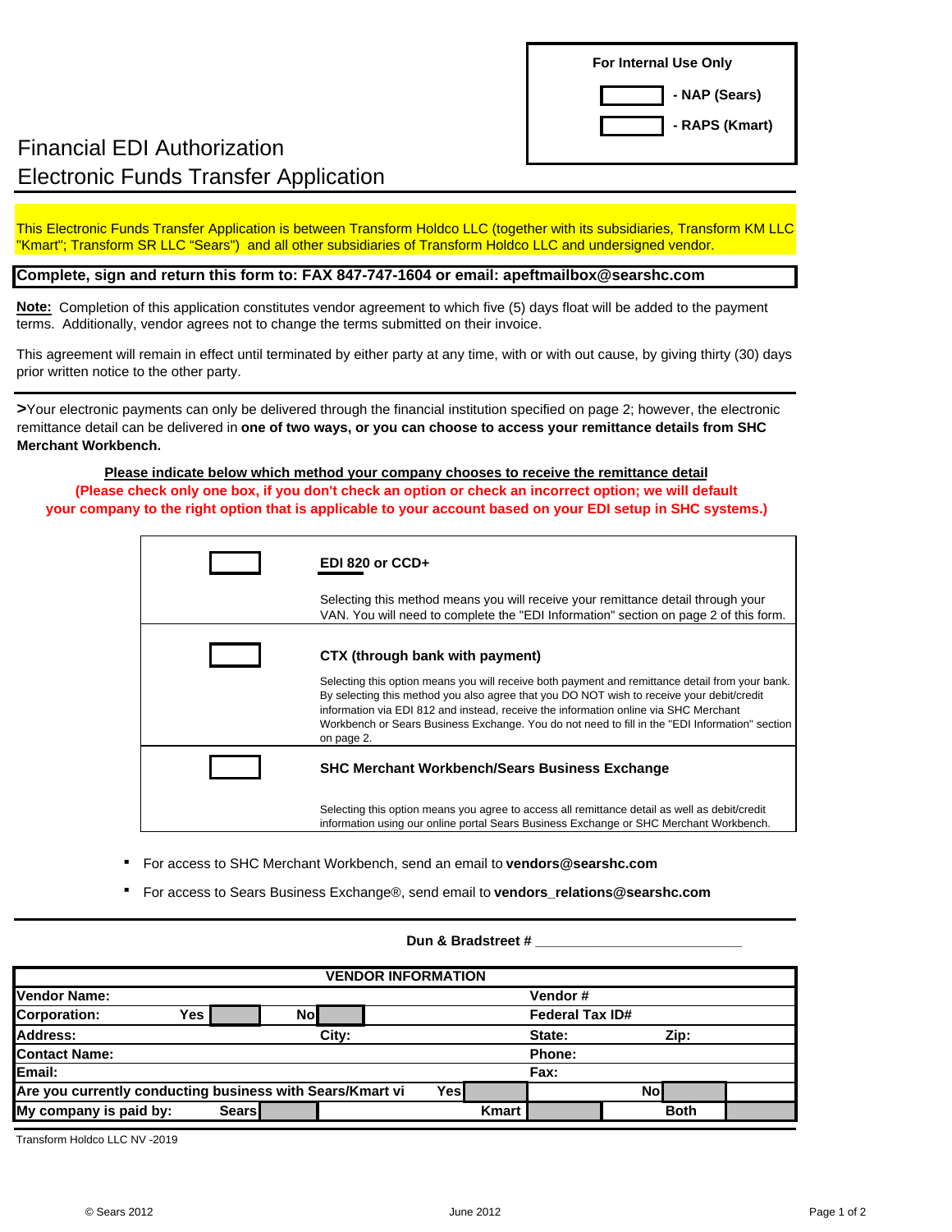| For Internal Use Only | |
|---|---|
| | - NAP (Sears) |
| | - RAPS (Kmart) |

# Financial EDI Authorization
# Electronic Funds Transfer Application

This Electronic Funds Transfer Application is between Transform Holdco LLC (together with its subsidiaries, Transform KM LLC "Kmart"; Transform SR LLC "Sears") and all other subsidiaries of Transform Holdco LLC and undersigned vendor.

**Complete, sign and return this form to: FAX 847-747-1604 or email: apeftmailbox@searshc.com**

**Note:** Completion of this application constitutes vendor agreement to which five (5) days float will be added to the payment terms. Additionally, vendor agrees not to change the terms submitted on their invoice.

This agreement will remain in effect until terminated by either party at any time, with or with out cause, by giving thirty (30) days prior written notice to the other party.

**>**Your electronic payments can only be delivered through the financial institution specified on page 2; however, the electronic remittance detail can be delivered in **one of two ways, or you can choose to access your remittance details from SHC Merchant Workbench.**

**Please indicate below which method your company chooses to receive the remittance detail**

**(Please check only one box, if you don't check an option or check an incorrect option; we will default your company to the right option that is applicable to your account based on your EDI setup in SHC systems.)**

| | |
|---|---|
| ☐ | **EDI 820 or CCD+**<br><br>Selecting this method means you will receive your remittance detail through your VAN. You will need to complete the "EDI Information" section on page 2 of this form. |
| ☐ | **CTX (through bank with payment)**<br><br>Selecting this option means you will receive both payment and remittance detail from your bank. By selecting this method you also agree that you DO NOT wish to receive your debit/credit information via EDI 812 and instead, receive the information online via SHC Merchant Workbench or Sears Business Exchange. You do not need to fill in the "EDI Information" section on page 2. |
| ☐ | **SHC Merchant Workbench/Sears Business Exchange**<br><br>Selecting this option means you agree to access all remittance detail as well as debit/credit information using our online portal Sears Business Exchange or SHC Merchant Workbench. |

- For access to SHC Merchant Workbench, send an email to **vendors@searshc.com**
- For access to Sears Business Exchange®, send email to **vendors_relations@searshc.com**

**Dun & Bradstreet #** ___________________________

| **VENDOR INFORMATION** | | | | | |
|---|---|---|---|---|---|
| **Vendor Name:** | | | **Vendor #** | | |
| **Corporation:** | **Yes** ☐ | **No** ☐ | **Federal Tax ID#** | | |
| **Address:** | | **City:** | **State:** | **Zip:** | |
| **Contact Name:** | | | **Phone:** | | |
| **Email:** | | | **Fax:** | | |
| **Are you currently conducting business with Sears/Kmart vi** | | **Yes** ☐ | | **No** ☐ | |
| **My company is paid by:** | **Sears** ☐ | **Kmart** ☐ | | **Both** ☐ | |

Transform Holdco LLC NV -2019

© Sears 2012 June 2012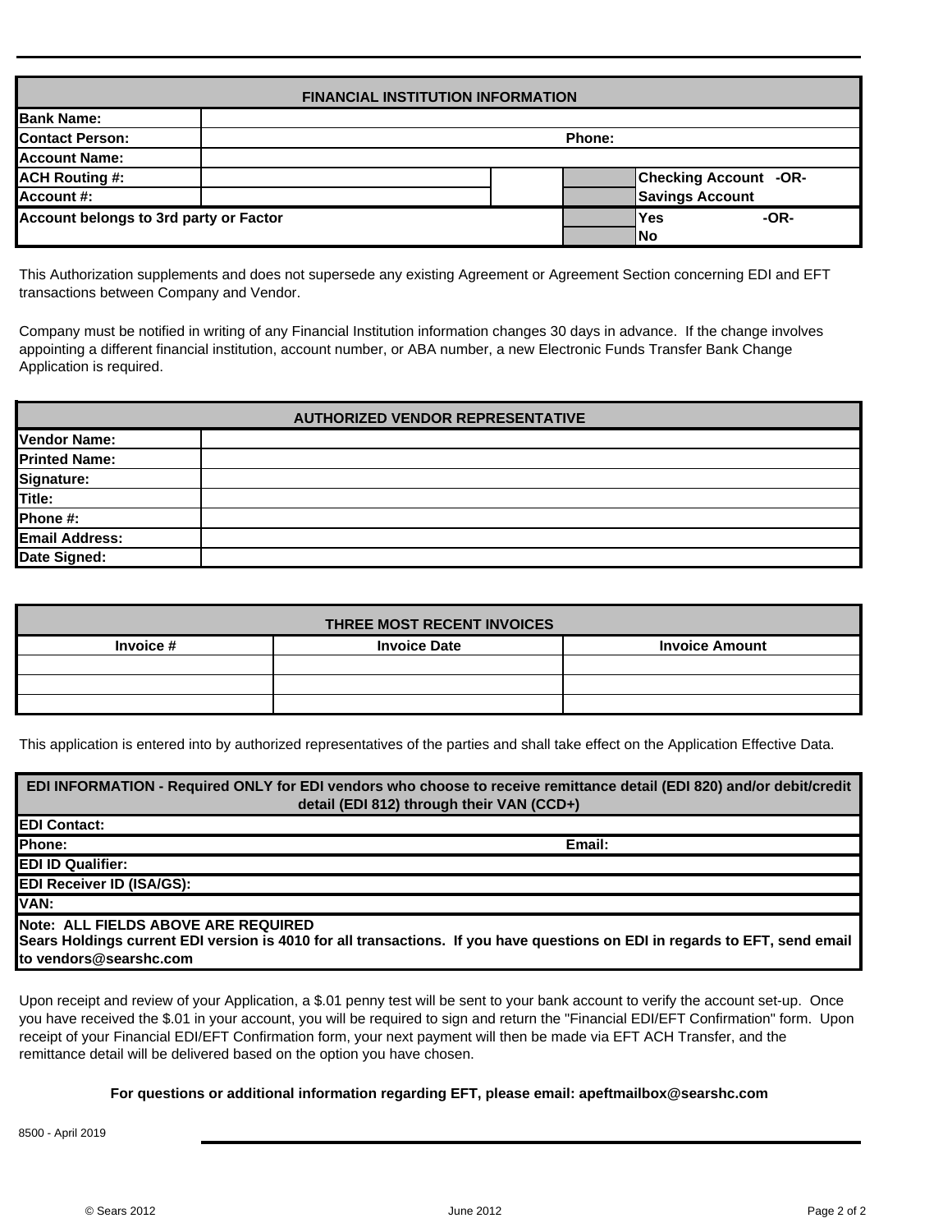| FINANCIAL INSTITUTION INFORMATION | | | | |
|---|---|---|---|---|
| **Bank Name:** | | | | |
| **Contact Person:** | | | **Phone:** | |
| **Account Name:** | | | | |
| **ACH Routing #:** | | | | **Checking Account -OR-** |
| **Account #:** | | | | **Savings Account** |
| **Account belongs to 3rd party or Factor** | | | | **Yes -OR-** |
| | | | | **No** |

This Authorization supplements and does not supersede any existing Agreement or Agreement Section concerning EDI and EFT transactions between Company and Vendor.

Company must be notified in writing of any Financial Institution information changes 30 days in advance. If the change involves appointing a different financial institution, account number, or ABA number, a new Electronic Funds Transfer Bank Change Application is required.

| AUTHORIZED VENDOR REPRESENTATIVE | |
|---|---|
| **Vendor Name:** | |
| **Printed Name:** | |
| **Signature:** | |
| **Title:** | |
| **Phone #:** | |
| **Email Address:** | |
| **Date Signed:** | |

**THREE MOST RECENT INVOICES**

| Invoice # | Invoice Date | Invoice Amount |
|---|---|---|
| | | |
| | | |
| | | |

This application is entered into by authorized representatives of the parties and shall take effect on the Application Effective Data.

| EDI INFORMATION - Required ONLY for EDI vendors who choose to receive remittance detail (EDI 820) and/or debit/credit detail (EDI 812) through their VAN (CCD+) | |
|---|---|
| **EDI Contact:** | |
| **Phone:** | **Email:** |
| **EDI ID Qualifier:** | |
| **EDI Receiver ID (ISA/GS):** | |
| **VAN:** | |

**Note: ALL FIELDS ABOVE ARE REQUIRED**
**Sears Holdings current EDI version is 4010 for all transactions. If you have questions on EDI in regards to EFT, send email to vendors@searshc.com**

Upon receipt and review of your Application, a $.01 penny test will be sent to your bank account to verify the account set-up. Once you have received the $.01 in your account, you will be required to sign and return the "Financial EDI/EFT Confirmation" form. Upon receipt of your Financial EDI/EFT Confirmation form, your next payment will then be made via EFT ACH Transfer, and the remittance detail will be delivered based on the option you have chosen.

**For questions or additional information regarding EFT, please email: apeftmailbox@searshc.com**

8500 - April 2019